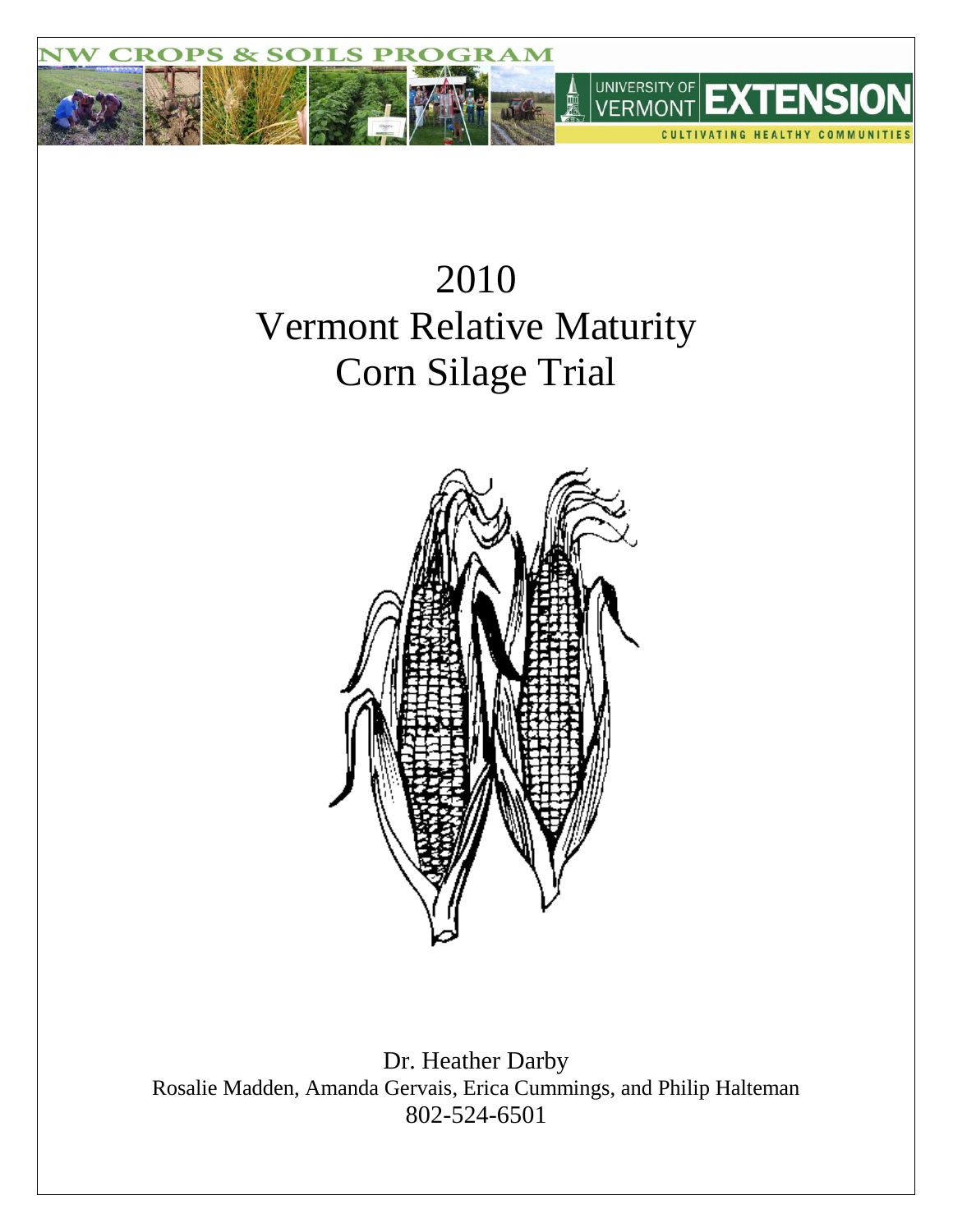NW CROPS & SOILS PROGRAM

UNIVERSITY OF VERMONT EXTENSION

CULTIVATING HEALTHY COMMUNITIES

# 2010
# Vermont Relative Maturity Corn Silage Trial

Dr. Heather Darby

Rosalie Madden, Amanda Gervais, Erica Cummings, and Philip Halteman

802-524-6501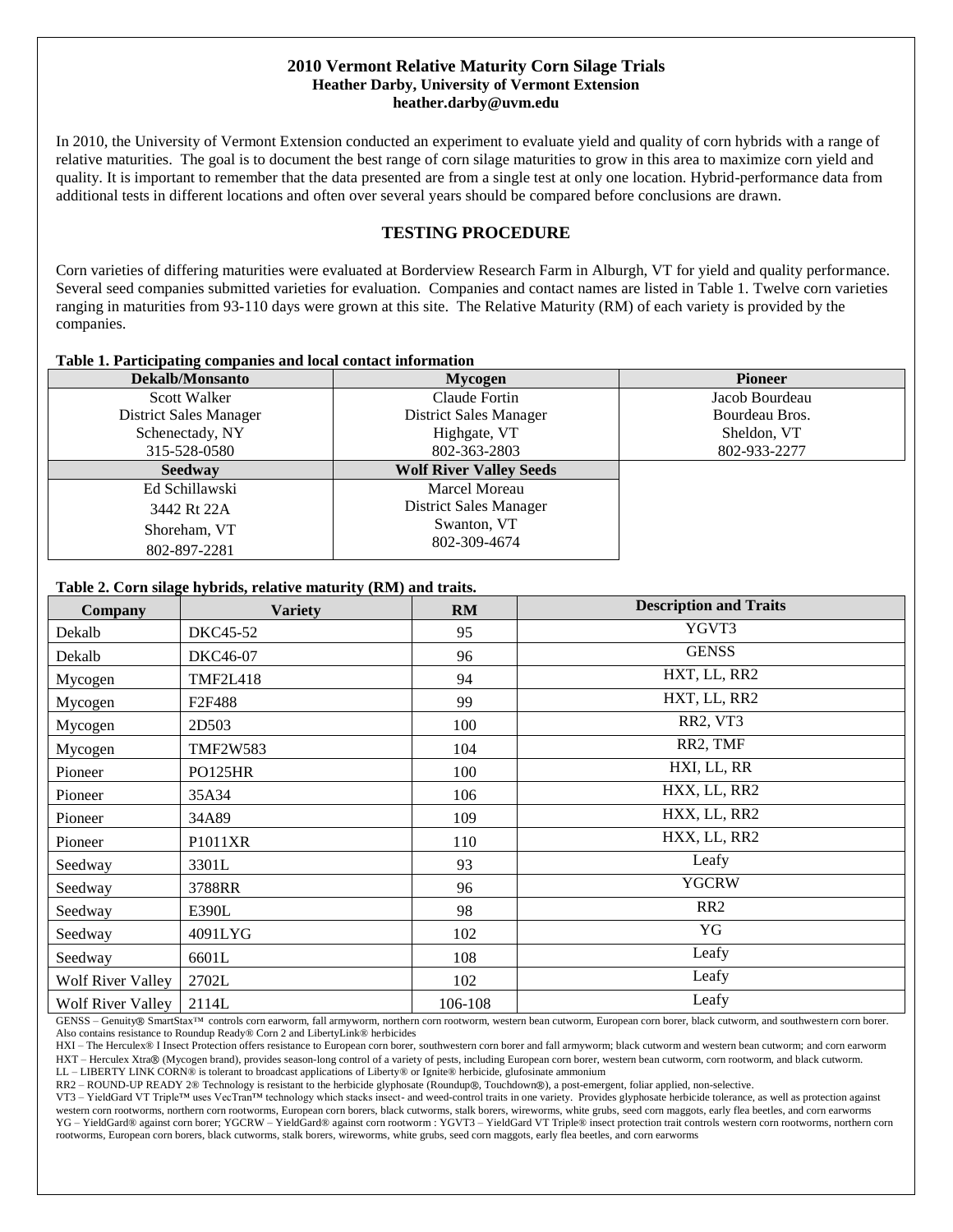# 2010 Vermont Relative Maturity Corn Silage Trials

**Heather Darby, University of Vermont Extension**
**heather.darby@uvm.edu**

In 2010, the University of Vermont Extension conducted an experiment to evaluate yield and quality of corn hybrids with a range of relative maturities. The goal is to document the best range of corn silage maturities to grow in this area to maximize corn yield and quality. It is important to remember that the data presented are from a single test at only one location. Hybrid-performance data from additional tests in different locations and often over several years should be compared before conclusions are drawn.

## TESTING PROCEDURE

Corn varieties of differing maturities were evaluated at Borderview Research Farm in Alburgh, VT for yield and quality performance. Several seed companies submitted varieties for evaluation. Companies and contact names are listed in Table 1. Twelve corn varieties ranging in maturities from 93-110 days were grown at this site. The Relative Maturity (RM) of each variety is provided by the companies.

**Table 1. Participating companies and local contact information**

| Dekalb/Monsanto | Mycogen | Pioneer |
|---|---|---|
| Scott Walker<br>District Sales Manager<br>Schenectady, NY<br>315-528-0580 | Claude Fortin<br>District Sales Manager<br>Highgate, VT<br>802-363-2803 | Jacob Bourdeau<br>Bourdeau Bros.<br>Sheldon, VT<br>802-933-2277 |
| **Seedway** | **Wolf River Valley Seeds** | |
| Ed Schillawski<br>3442 Rt 22A<br>Shoreham, VT<br>802-897-2281 | Marcel Moreau<br>District Sales Manager<br>Swanton, VT<br>802-309-4674 | |

**Table 2. Corn silage hybrids, relative maturity (RM) and traits.**

| Company | Variety | RM | Description and Traits |
|---|---|---|---|
| Dekalb | DKC45-52 | 95 | YGVT3 |
| Dekalb | DKC46-07 | 96 | GENSS |
| Mycogen | TMF2L418 | 94 | HXT, LL, RR2 |
| Mycogen | F2F488 | 99 | HXT, LL, RR2 |
| Mycogen | 2D503 | 100 | RR2, VT3 |
| Mycogen | TMF2W583 | 104 | RR2, TMF |
| Pioneer | PO125HR | 100 | HXI, LL, RR |
| Pioneer | 35A34 | 106 | HXX, LL, RR2 |
| Pioneer | 34A89 | 109 | HXX, LL, RR2 |
| Pioneer | P1011XR | 110 | HXX, LL, RR2 |
| Seedway | 3301L | 93 | Leafy |
| Seedway | 3788RR | 96 | YGCRW |
| Seedway | E390L | 98 | RR2 |
| Seedway | 4091LYG | 102 | YG |
| Seedway | 6601L | 108 | Leafy |
| Wolf River Valley | 2702L | 102 | Leafy |
| Wolf River Valley | 2114L | 106-108 | Leafy |

GENSS – Genuity® SmartStax™ controls corn earworm, fall armyworm, northern corn rootworm, western bean cutworm, European corn borer, black cutworm, and southwestern corn borer. Also contains resistance to Roundup Ready® Corn 2 and LibertyLink® herbicides
HXI – The Herculex® I Insect Protection offers resistance to European corn borer, southwestern corn borer and fall armyworm; black cutworm and western bean cutworm; and corn earworm
HXT – Herculex Xtra® (Mycogen brand), provides season-long control of a variety of pests, including European corn borer, western bean cutworm, corn rootworm, and black cutworm.
LL – LIBERTY LINK CORN® is tolerant to broadcast applications of Liberty® or Ignite® herbicide, glufosinate ammonium
RR2 – ROUND-UP READY 2® Technology is resistant to the herbicide glyphosate (Roundup®, Touchdown®), a post-emergent, foliar applied, non-selective.
VT3 – YieldGard VT Triple™ uses VecTran™ technology which stacks insect- and weed-control traits in one variety. Provides glyphosate herbicide tolerance, as well as protection against western corn rootworms, northern corn rootworms, European corn borers, black cutworms, stalk borers, wireworms, white grubs, seed corn maggots, early flea beetles, and corn earworms
YG – YieldGard® against corn borer; YGCRW – YieldGard® against corn rootworm : YGVT3 – YieldGard VT Triple® insect protection trait controls western corn rootworms, northern corn rootworms, European corn borers, black cutworms, stalk borers, wireworms, white grubs, seed corn maggots, early flea beetles, and corn earworms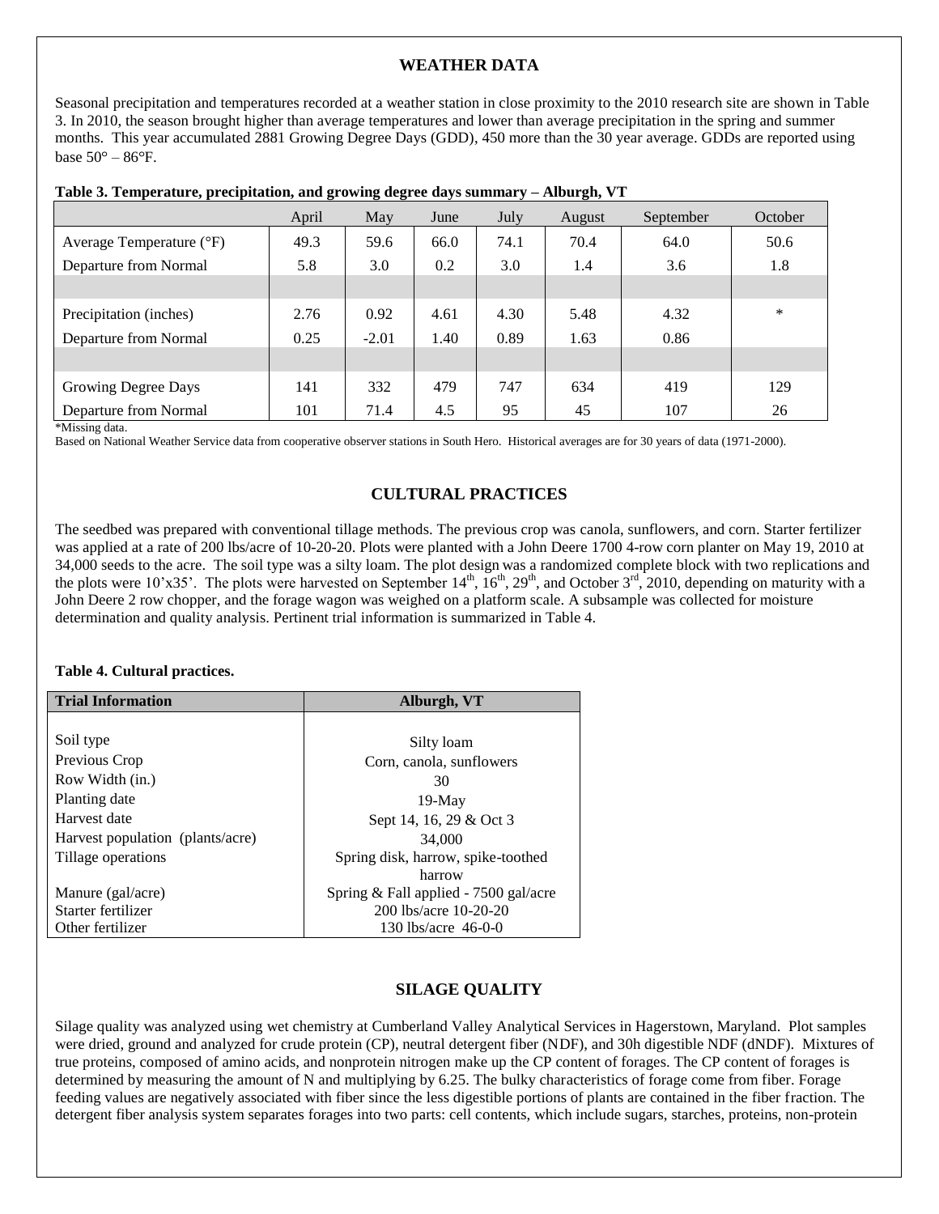## WEATHER DATA

Seasonal precipitation and temperatures recorded at a weather station in close proximity to the 2010 research site are shown in Table 3. In 2010, the season brought higher than average temperatures and lower than average precipitation in the spring and summer months. This year accumulated 2881 Growing Degree Days (GDD), 450 more than the 30 year average. GDDs are reported using base 50° – 86°F.

**Table 3. Temperature, precipitation, and growing degree days summary – Alburgh, VT**

| | April | May | June | July | August | September | October |
|---|---|---|---|---|---|---|---|
| Average Temperature (°F) | 49.3 | 59.6 | 66.0 | 74.1 | 70.4 | 64.0 | 50.6 |
| Departure from Normal | 5.8 | 3.0 | 0.2 | 3.0 | 1.4 | 3.6 | 1.8 |
| | | | | | | | |
| Precipitation (inches) | 2.76 | 0.92 | 4.61 | 4.30 | 5.48 | 4.32 | * |
| Departure from Normal | 0.25 | -2.01 | 1.40 | 0.89 | 1.63 | 0.86 | |
| | | | | | | | |
| Growing Degree Days | 141 | 332 | 479 | 747 | 634 | 419 | 129 |
| Departure from Normal | 101 | 71.4 | 4.5 | 95 | 45 | 107 | 26 |

*Missing data.

Based on National Weather Service data from cooperative observer stations in South Hero. Historical averages are for 30 years of data (1971-2000).

## CULTURAL PRACTICES

The seedbed was prepared with conventional tillage methods. The previous crop was canola, sunflowers, and corn. Starter fertilizer was applied at a rate of 200 lbs/acre of 10-20-20. Plots were planted with a John Deere 1700 4-row corn planter on May 19, 2010 at 34,000 seeds to the acre. The soil type was a silty loam. The plot design was a randomized complete block with two replications and the plots were 10'x35'. The plots were harvested on September 14th, 16th, 29th, and October 3rd, 2010, depending on maturity with a John Deere 2 row chopper, and the forage wagon was weighed on a platform scale. A subsample was collected for moisture determination and quality analysis. Pertinent trial information is summarized in Table 4.

**Table 4. Cultural practices.**

| Trial Information | Alburgh, VT |
|---|---|
| Soil type | Silty loam |
| Previous Crop | Corn, canola, sunflowers |
| Row Width (in.) | 30 |
| Planting date | 19-May |
| Harvest date | Sept 14, 16, 29 & Oct 3 |
| Harvest population (plants/acre) | 34,000 |
| Tillage operations | Spring disk, harrow, spike-toothed harrow |
| Manure (gal/acre) | Spring & Fall applied - 7500 gal/acre |
| Starter fertilizer | 200 lbs/acre 10-20-20 |
| Other fertilizer | 130 lbs/acre 46-0-0 |

## SILAGE QUALITY

Silage quality was analyzed using wet chemistry at Cumberland Valley Analytical Services in Hagerstown, Maryland. Plot samples were dried, ground and analyzed for crude protein (CP), neutral detergent fiber (NDF), and 30h digestible NDF (dNDF). Mixtures of true proteins, composed of amino acids, and nonprotein nitrogen make up the CP content of forages. The CP content of forages is determined by measuring the amount of N and multiplying by 6.25. The bulky characteristics of forage come from fiber. Forage feeding values are negatively associated with fiber since the less digestible portions of plants are contained in the fiber fraction. The detergent fiber analysis system separates forages into two parts: cell contents, which include sugars, starches, proteins, non-protein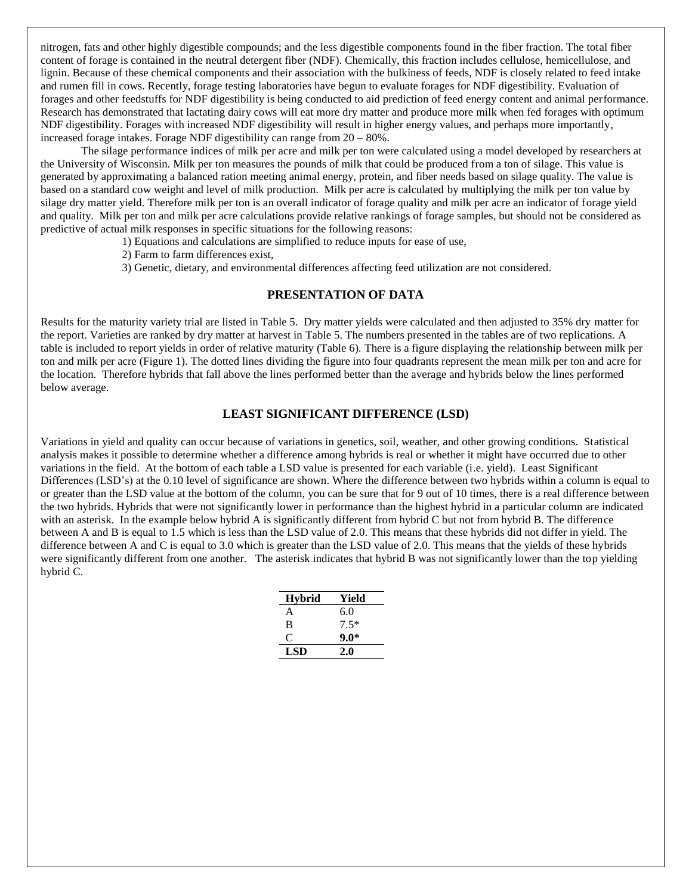nitrogen, fats and other highly digestible compounds; and the less digestible components found in the fiber fraction. The total fiber content of forage is contained in the neutral detergent fiber (NDF). Chemically, this fraction includes cellulose, hemicellulose, and lignin. Because of these chemical components and their association with the bulkiness of feeds, NDF is closely related to feed intake and rumen fill in cows. Recently, forage testing laboratories have begun to evaluate forages for NDF digestibility. Evaluation of forages and other feedstuffs for NDF digestibility is being conducted to aid prediction of feed energy content and animal performance. Research has demonstrated that lactating dairy cows will eat more dry matter and produce more milk when fed forages with optimum NDF digestibility. Forages with increased NDF digestibility will result in higher energy values, and perhaps more importantly, increased forage intakes. Forage NDF digestibility can range from 20 – 80%.

The silage performance indices of milk per acre and milk per ton were calculated using a model developed by researchers at the University of Wisconsin. Milk per ton measures the pounds of milk that could be produced from a ton of silage. This value is generated by approximating a balanced ration meeting animal energy, protein, and fiber needs based on silage quality. The value is based on a standard cow weight and level of milk production. Milk per acre is calculated by multiplying the milk per ton value by silage dry matter yield. Therefore milk per ton is an overall indicator of forage quality and milk per acre an indicator of forage yield and quality. Milk per ton and milk per acre calculations provide relative rankings of forage samples, but should not be considered as predictive of actual milk responses in specific situations for the following reasons:

1) Equations and calculations are simplified to reduce inputs for ease of use,
2) Farm to farm differences exist,
3) Genetic, dietary, and environmental differences affecting feed utilization are not considered.

## PRESENTATION OF DATA

Results for the maturity variety trial are listed in Table 5. Dry matter yields were calculated and then adjusted to 35% dry matter for the report. Varieties are ranked by dry matter at harvest in Table 5. The numbers presented in the tables are of two replications. A table is included to report yields in order of relative maturity (Table 6). There is a figure displaying the relationship between milk per ton and milk per acre (Figure 1). The dotted lines dividing the figure into four quadrants represent the mean milk per ton and acre for the location. Therefore hybrids that fall above the lines performed better than the average and hybrids below the lines performed below average.

## LEAST SIGNIFICANT DIFFERENCE (LSD)

Variations in yield and quality can occur because of variations in genetics, soil, weather, and other growing conditions. Statistical analysis makes it possible to determine whether a difference among hybrids is real or whether it might have occurred due to other variations in the field. At the bottom of each table a LSD value is presented for each variable (i.e. yield). Least Significant Differences (LSD's) at the 0.10 level of significance are shown. Where the difference between two hybrids within a column is equal to or greater than the LSD value at the bottom of the column, you can be sure that for 9 out of 10 times, there is a real difference between the two hybrids. Hybrids that were not significantly lower in performance than the highest hybrid in a particular column are indicated with an asterisk. In the example below hybrid A is significantly different from hybrid C but not from hybrid B. The difference between A and B is equal to 1.5 which is less than the LSD value of 2.0. This means that these hybrids did not differ in yield. The difference between A and C is equal to 3.0 which is greater than the LSD value of 2.0. This means that the yields of these hybrids were significantly different from one another. The asterisk indicates that hybrid B was not significantly lower than the top yielding hybrid C.

| Hybrid | Yield |
|---|---|
| A | 6.0 |
| B | 7.5* |
| C | **9.0*** |
| **LSD** | **2.0** |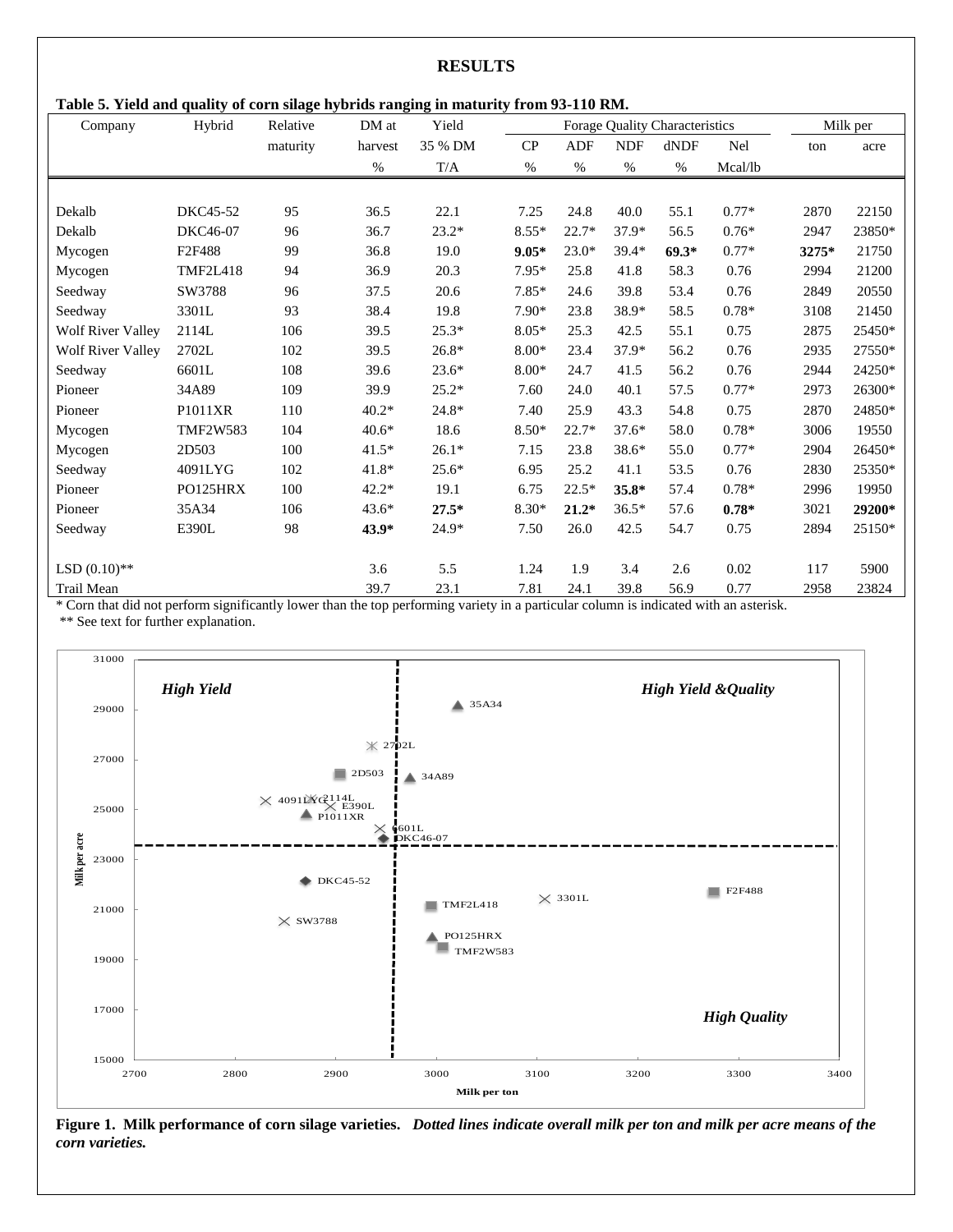## RESULTS

**Table 5. Yield and quality of corn silage hybrids ranging in maturity from 93-110 RM.**

| Company | Hybrid | Relative maturity | DM at harvest % | Yield 35 % DM T/A | Forage Quality Characteristics CP % | ADF % | NDF % | dNDF % | Nel Mcal/lb | Milk per ton | Milk per acre |
|---|---|---|---|---|---|---|---|---|---|---|---|
| Dekalb | DKC45-52 | 95 | 36.5 | 22.1 | 7.25 | 24.8 | 40.0 | 55.1 | 0.77* | 2870 | 22150 |
| Dekalb | DKC46-07 | 96 | 36.7 | 23.2* | 8.55* | 22.7* | 37.9* | 56.5 | 0.76* | 2947 | 23850* |
| Mycogen | F2F488 | 99 | 36.8 | 19.0 | **9.05*** | 23.0* | 39.4* | **69.3*** | 0.77* | **3275*** | 21750 |
| Mycogen | TMF2L418 | 94 | 36.9 | 20.3 | 7.95* | 25.8 | 41.8 | 58.3 | 0.76 | 2994 | 21200 |
| Seedway | SW3788 | 96 | 37.5 | 20.6 | 7.85* | 24.6 | 39.8 | 53.4 | 0.76 | 2849 | 20550 |
| Seedway | 3301L | 93 | 38.4 | 19.8 | 7.90* | 23.8 | 38.9* | 58.5 | 0.78* | 3108 | 21450 |
| Wolf River Valley | 2114L | 106 | 39.5 | 25.3* | 8.05* | 25.3 | 42.5 | 55.1 | 0.75 | 2875 | 25450* |
| Wolf River Valley | 2702L | 102 | 39.5 | 26.8* | 8.00* | 23.4 | 37.9* | 56.2 | 0.76 | 2935 | 27550* |
| Seedway | 6601L | 108 | 39.6 | 23.6* | 8.00* | 24.7 | 41.5 | 56.2 | 0.76 | 2944 | 24250* |
| Pioneer | 34A89 | 109 | 39.9 | 25.2* | 7.60 | 24.0 | 40.1 | 57.5 | 0.77* | 2973 | 26300* |
| Pioneer | P1011XR | 110 | 40.2* | 24.8* | 7.40 | 25.9 | 43.3 | 54.8 | 0.75 | 2870 | 24850* |
| Mycogen | TMF2W583 | 104 | 40.6* | 18.6 | 8.50* | 22.7* | 37.6* | 58.0 | 0.78* | 3006 | 19550 |
| Mycogen | 2D503 | 100 | 41.5* | 26.1* | 7.15 | 23.8 | 38.6* | 55.0 | 0.77* | 2904 | 26450* |
| Seedway | 4091LYG | 102 | 41.8* | 25.6* | 6.95 | 25.2 | 41.1 | 53.5 | 0.76 | 2830 | 25350* |
| Pioneer | PO125HRX | 100 | 42.2* | 19.1 | 6.75 | 22.5* | **35.8*** | 57.4 | 0.78* | 2996 | 19950 |
| Pioneer | 35A34 | 106 | 43.6* | **27.5*** | 8.30* | **21.2*** | 36.5* | 57.6 | **0.78*** | 3021 | **29200*** |
| Seedway | E390L | 98 | **43.9*** | 24.9* | 7.50 | 26.0 | 42.5 | 54.7 | 0.75 | 2894 | 25150* |
| LSD (0.10)** | | | 3.6 | 5.5 | 1.24 | 1.9 | 3.4 | 2.6 | 0.02 | 117 | 5900 |
| Trail Mean | | | 39.7 | 23.1 | 7.81 | 24.1 | 39.8 | 56.9 | 0.77 | 2958 | 23824 |

\* Corn that did not perform significantly lower than the top performing variety in a particular column is indicated with an asterisk.
\*\* See text for further explanation.

**Figure 1. Milk performance of corn silage varieties.** ***Dotted lines indicate overall milk per ton and milk per acre means of the corn varieties.***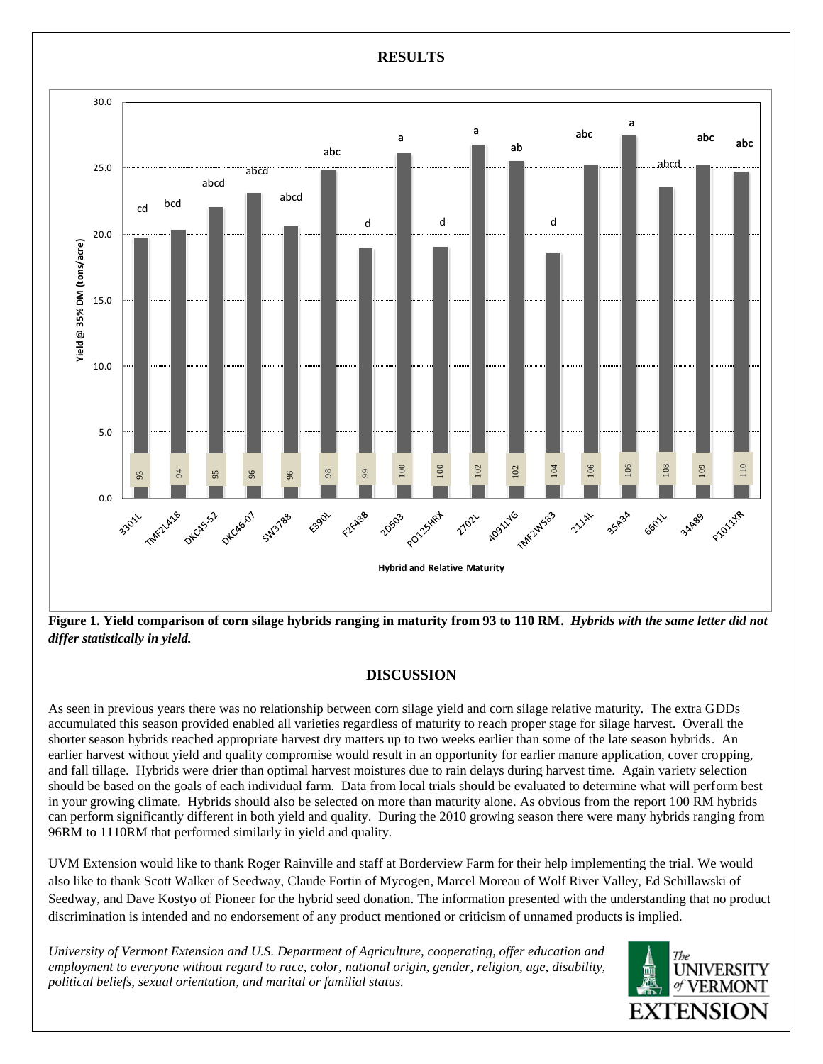## RESULTS

30.0

25.0

20.0

15.0

10.0

5.0

0.0

Yield @ 35% DM (tons/acre)

cd bcd abcd abcd abcd abc d a d a ab d abc a abcd abc abc

93 94 95 96 96 98 99 100 100 102 102 104 106 106 108 109 110

3301L TMF2L418 DKC45-52 DKC46-07 SW3788 E390L F2F488 2D503 PO125HRX 2702L 4091LYG TMF2W583 2114L 35A34 6601L 34A89 P1011XR

Hybrid and Relative Maturity

**Figure 1. Yield comparison of corn silage hybrids ranging in maturity from 93 to 110 RM.** ***Hybrids with the same letter did not differ statistically in yield.***

## DISCUSSION

As seen in previous years there was no relationship between corn silage yield and corn silage relative maturity. The extra GDDs accumulated this season provided enabled all varieties regardless of maturity to reach proper stage for silage harvest. Overall the shorter season hybrids reached appropriate harvest dry matters up to two weeks earlier than some of the late season hybrids. An earlier harvest without yield and quality compromise would result in an opportunity for earlier manure application, cover cropping, and fall tillage. Hybrids were drier than optimal harvest moistures due to rain delays during harvest time. Again variety selection should be based on the goals of each individual farm. Data from local trials should be evaluated to determine what will perform best in your growing climate. Hybrids should also be selected on more than maturity alone. As obvious from the report 100 RM hybrids can perform significantly different in both yield and quality. During the 2010 growing season there were many hybrids ranging from 96RM to 1110RM that performed similarly in yield and quality.

UVM Extension would like to thank Roger Rainville and staff at Borderview Farm for their help implementing the trial. We would also like to thank Scott Walker of Seedway, Claude Fortin of Mycogen, Marcel Moreau of Wolf River Valley, Ed Schillawski of Seedway, and Dave Kostyo of Pioneer for the hybrid seed donation. The information presented with the understanding that no product discrimination is intended and no endorsement of any product mentioned or criticism of unnamed products is implied.

*University of Vermont Extension and U.S. Department of Agriculture, cooperating, offer education and employment to everyone without regard to race, color, national origin, gender, religion, age, disability, political beliefs, sexual orientation, and marital or familial status.*

The UNIVERSITY of VERMONT EXTENSION